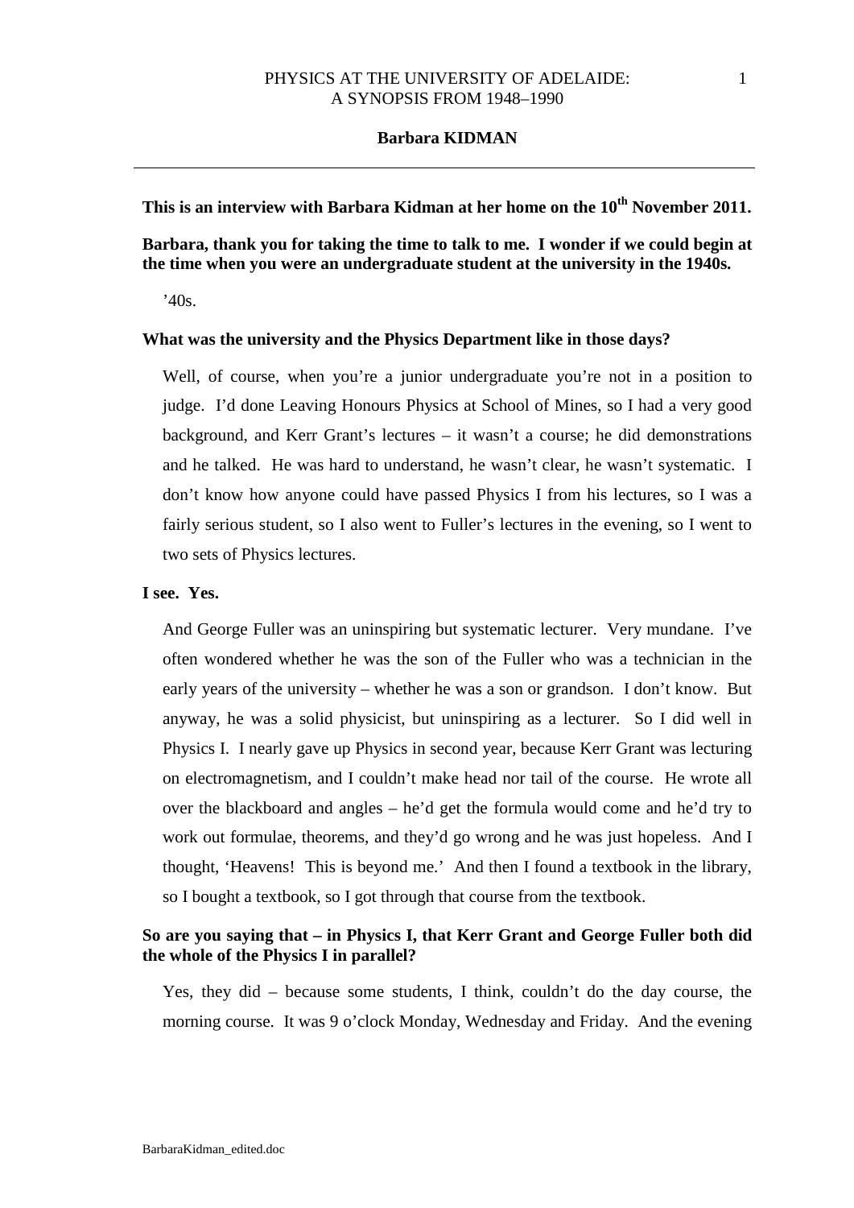# PHYSICS AT THE UNIVERSITY OF ADELAIDE: A SYNOPSIS FROM 1948–1990

## Barbara KIDMAN

---

**This is an interview with Barbara Kidman at her home on the 10th November 2011.**

**Barbara, thank you for taking the time to talk to me. I wonder if we could begin at the time when you were an undergraduate student at the university in the 1940s.**

'40s.

**What was the university and the Physics Department like in those days?**

Well, of course, when you're a junior undergraduate you're not in a position to judge. I'd done Leaving Honours Physics at School of Mines, so I had a very good background, and Kerr Grant's lectures – it wasn't a course; he did demonstrations and he talked. He was hard to understand, he wasn't clear, he wasn't systematic. I don't know how anyone could have passed Physics I from his lectures, so I was a fairly serious student, so I also went to Fuller's lectures in the evening, so I went to two sets of Physics lectures.

**I see. Yes.**

And George Fuller was an uninspiring but systematic lecturer. Very mundane. I've often wondered whether he was the son of the Fuller who was a technician in the early years of the university – whether he was a son or grandson. I don't know. But anyway, he was a solid physicist, but uninspiring as a lecturer. So I did well in Physics I. I nearly gave up Physics in second year, because Kerr Grant was lecturing on electromagnetism, and I couldn't make head nor tail of the course. He wrote all over the blackboard and angles – he'd get the formula would come and he'd try to work out formulae, theorems, and they'd go wrong and he was just hopeless. And I thought, 'Heavens! This is beyond me.' And then I found a textbook in the library, so I bought a textbook, so I got through that course from the textbook.

**So are you saying that – in Physics I, that Kerr Grant and George Fuller both did the whole of the Physics I in parallel?**

Yes, they did – because some students, I think, couldn't do the day course, the morning course. It was 9 o'clock Monday, Wednesday and Friday. And the evening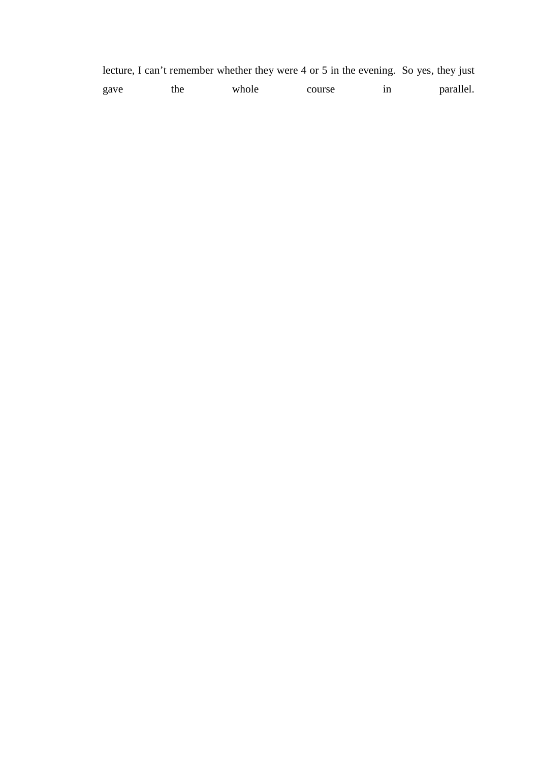lecture, I can't remember whether they were 4 or 5 in the evening. So yes, they just gave the whole course in parallel.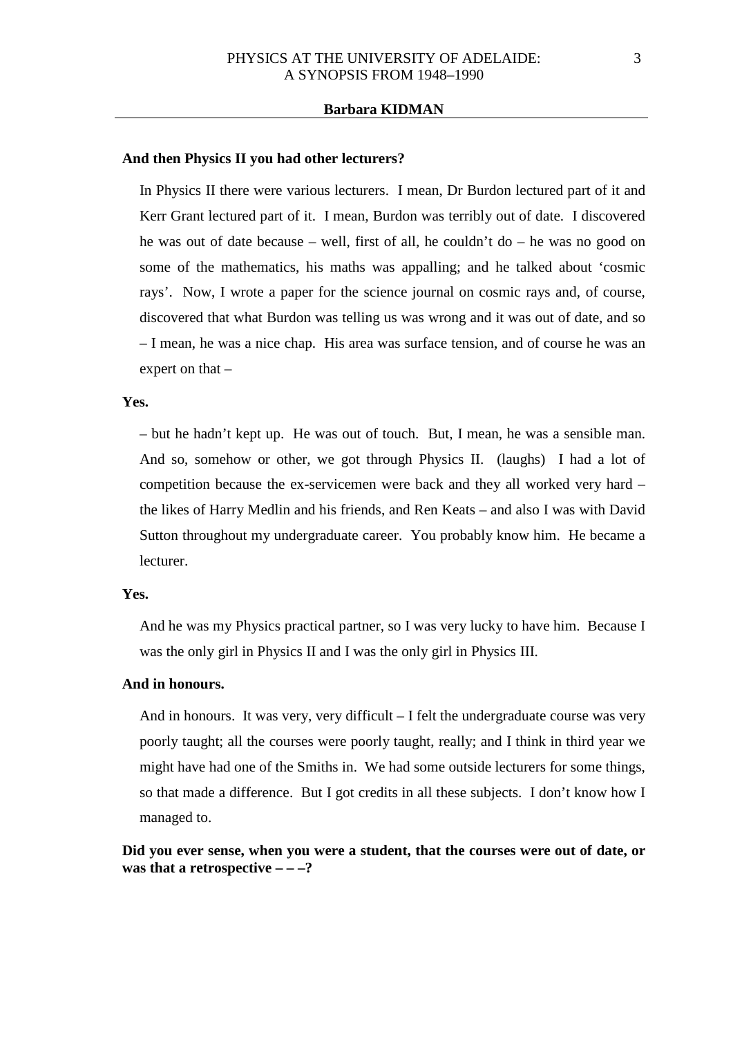**And then Physics II you had other lecturers?**

In Physics II there were various lecturers. I mean, Dr Burdon lectured part of it and Kerr Grant lectured part of it. I mean, Burdon was terribly out of date. I discovered he was out of date because – well, first of all, he couldn't do – he was no good on some of the mathematics, his maths was appalling; and he talked about 'cosmic rays'. Now, I wrote a paper for the science journal on cosmic rays and, of course, discovered that what Burdon was telling us was wrong and it was out of date, and so – I mean, he was a nice chap. His area was surface tension, and of course he was an expert on that –

**Yes.**

– but he hadn't kept up. He was out of touch. But, I mean, he was a sensible man. And so, somehow or other, we got through Physics II. (laughs) I had a lot of competition because the ex-servicemen were back and they all worked very hard – the likes of Harry Medlin and his friends, and Ren Keats – and also I was with David Sutton throughout my undergraduate career. You probably know him. He became a lecturer.

**Yes.**

And he was my Physics practical partner, so I was very lucky to have him. Because I was the only girl in Physics II and I was the only girl in Physics III.

**And in honours.**

And in honours. It was very, very difficult – I felt the undergraduate course was very poorly taught; all the courses were poorly taught, really; and I think in third year we might have had one of the Smiths in. We had some outside lecturers for some things, so that made a difference. But I got credits in all these subjects. I don't know how I managed to.

**Did you ever sense, when you were a student, that the courses were out of date, or was that a retrospective – – –?**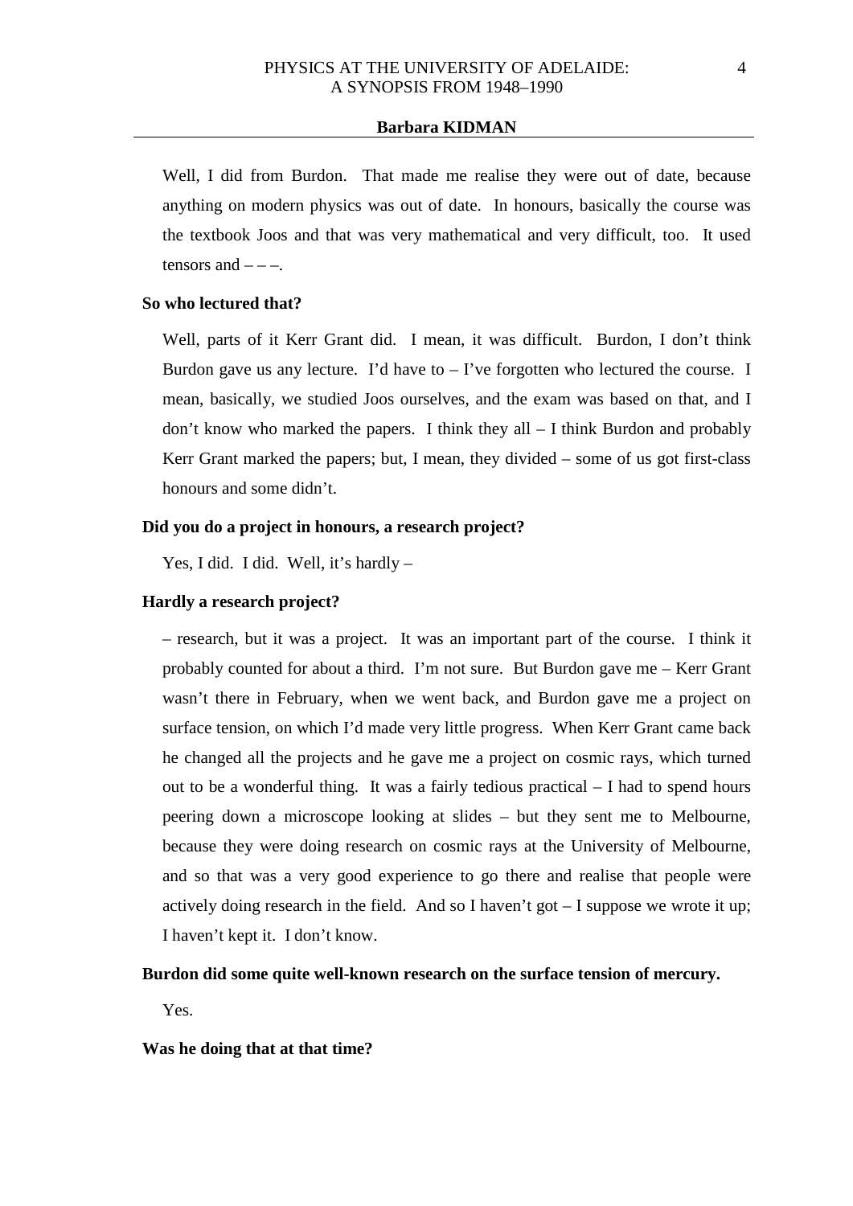Well, I did from Burdon. That made me realise they were out of date, because anything on modern physics was out of date. In honours, basically the course was the textbook Joos and that was very mathematical and very difficult, too. It used tensors and – – –.

**So who lectured that?**

Well, parts of it Kerr Grant did. I mean, it was difficult. Burdon, I don't think Burdon gave us any lecture. I'd have to – I've forgotten who lectured the course. I mean, basically, we studied Joos ourselves, and the exam was based on that, and I don't know who marked the papers. I think they all – I think Burdon and probably Kerr Grant marked the papers; but, I mean, they divided – some of us got first-class honours and some didn't.

**Did you do a project in honours, a research project?**

Yes, I did. I did. Well, it's hardly –

**Hardly a research project?**

– research, but it was a project. It was an important part of the course. I think it probably counted for about a third. I'm not sure. But Burdon gave me – Kerr Grant wasn't there in February, when we went back, and Burdon gave me a project on surface tension, on which I'd made very little progress. When Kerr Grant came back he changed all the projects and he gave me a project on cosmic rays, which turned out to be a wonderful thing. It was a fairly tedious practical – I had to spend hours peering down a microscope looking at slides – but they sent me to Melbourne, because they were doing research on cosmic rays at the University of Melbourne, and so that was a very good experience to go there and realise that people were actively doing research in the field. And so I haven't got – I suppose we wrote it up; I haven't kept it. I don't know.

**Burdon did some quite well-known research on the surface tension of mercury.**

Yes.

**Was he doing that at that time?**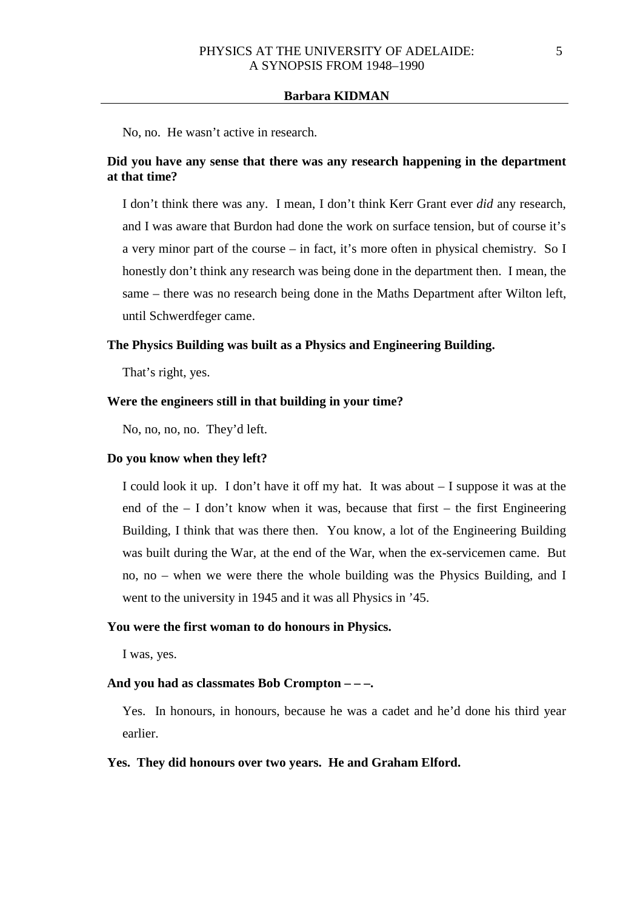No, no. He wasn't active in research.

**Did you have any sense that there was any research happening in the department at that time?**

I don't think there was any. I mean, I don't think Kerr Grant ever *did* any research, and I was aware that Burdon had done the work on surface tension, but of course it's a very minor part of the course – in fact, it's more often in physical chemistry. So I honestly don't think any research was being done in the department then. I mean, the same – there was no research being done in the Maths Department after Wilton left, until Schwerdfeger came.

**The Physics Building was built as a Physics and Engineering Building.**

That's right, yes.

**Were the engineers still in that building in your time?**

No, no, no, no. They'd left.

**Do you know when they left?**

I could look it up. I don't have it off my hat. It was about – I suppose it was at the end of the – I don't know when it was, because that first – the first Engineering Building, I think that was there then. You know, a lot of the Engineering Building was built during the War, at the end of the War, when the ex-servicemen came. But no, no – when we were there the whole building was the Physics Building, and I went to the university in 1945 and it was all Physics in '45.

**You were the first woman to do honours in Physics.**

I was, yes.

**And you had as classmates Bob Crompton – – –.**

Yes. In honours, in honours, because he was a cadet and he'd done his third year earlier.

**Yes. They did honours over two years. He and Graham Elford.**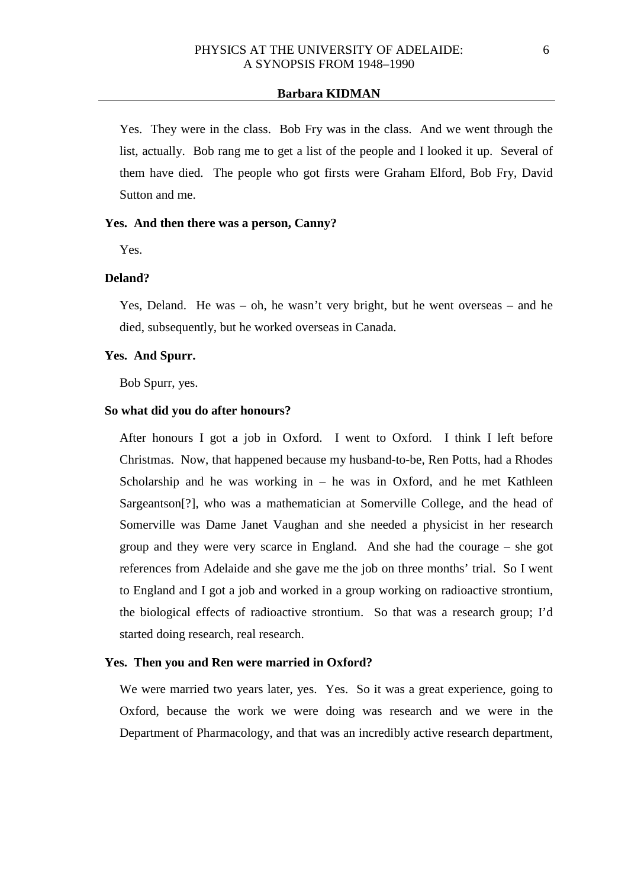Yes. They were in the class. Bob Fry was in the class. And we went through the list, actually. Bob rang me to get a list of the people and I looked it up. Several of them have died. The people who got firsts were Graham Elford, Bob Fry, David Sutton and me.

**Yes. And then there was a person, Canny?**

Yes.

**Deland?**

Yes, Deland. He was – oh, he wasn't very bright, but he went overseas – and he died, subsequently, but he worked overseas in Canada.

**Yes. And Spurr.**

Bob Spurr, yes.

**So what did you do after honours?**

After honours I got a job in Oxford. I went to Oxford. I think I left before Christmas. Now, that happened because my husband-to-be, Ren Potts, had a Rhodes Scholarship and he was working in – he was in Oxford, and he met Kathleen Sargeantson[?], who was a mathematician at Somerville College, and the head of Somerville was Dame Janet Vaughan and she needed a physicist in her research group and they were very scarce in England. And she had the courage – she got references from Adelaide and she gave me the job on three months' trial. So I went to England and I got a job and worked in a group working on radioactive strontium, the biological effects of radioactive strontium. So that was a research group; I'd started doing research, real research.

**Yes. Then you and Ren were married in Oxford?**

We were married two years later, yes. Yes. So it was a great experience, going to Oxford, because the work we were doing was research and we were in the Department of Pharmacology, and that was an incredibly active research department,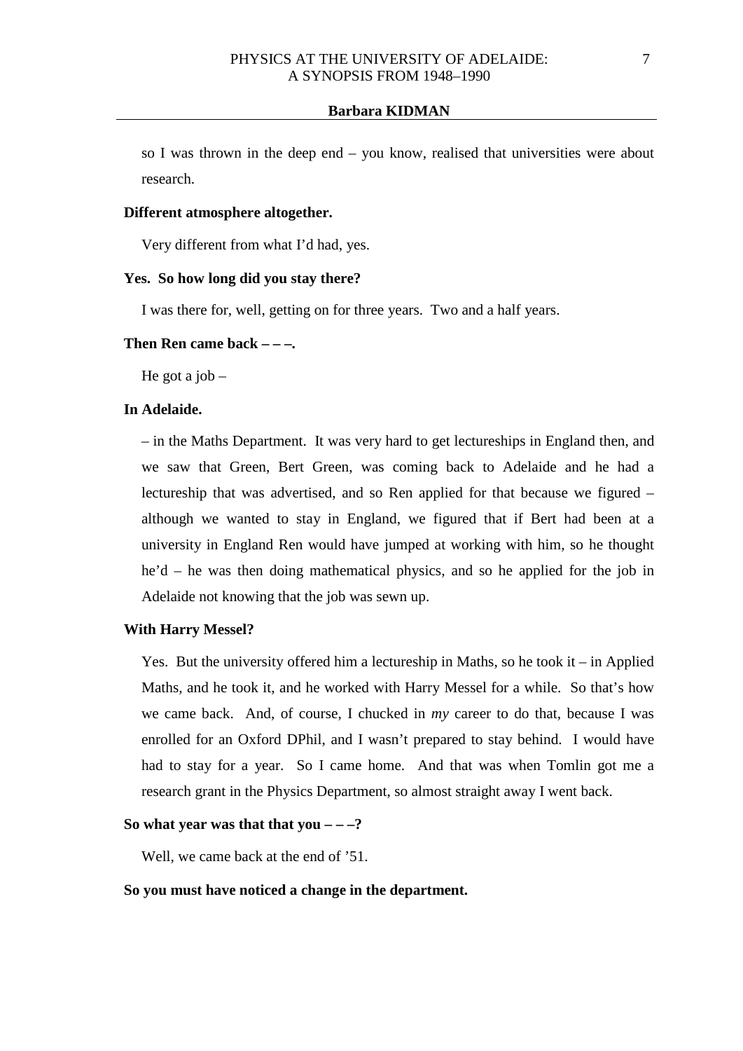so I was thrown in the deep end – you know, realised that universities were about research.

**Different atmosphere altogether.**

Very different from what I'd had, yes.

**Yes. So how long did you stay there?**

I was there for, well, getting on for three years. Two and a half years.

**Then Ren came back – – –.**

He got a job –

**In Adelaide.**

– in the Maths Department. It was very hard to get lectureships in England then, and we saw that Green, Bert Green, was coming back to Adelaide and he had a lectureship that was advertised, and so Ren applied for that because we figured – although we wanted to stay in England, we figured that if Bert had been at a university in England Ren would have jumped at working with him, so he thought he'd – he was then doing mathematical physics, and so he applied for the job in Adelaide not knowing that the job was sewn up.

**With Harry Messel?**

Yes. But the university offered him a lectureship in Maths, so he took it – in Applied Maths, and he took it, and he worked with Harry Messel for a while. So that's how we came back. And, of course, I chucked in *my* career to do that, because I was enrolled for an Oxford DPhil, and I wasn't prepared to stay behind. I would have had to stay for a year. So I came home. And that was when Tomlin got me a research grant in the Physics Department, so almost straight away I went back.

**So what year was that that you – – –?**

Well, we came back at the end of '51.

**So you must have noticed a change in the department.**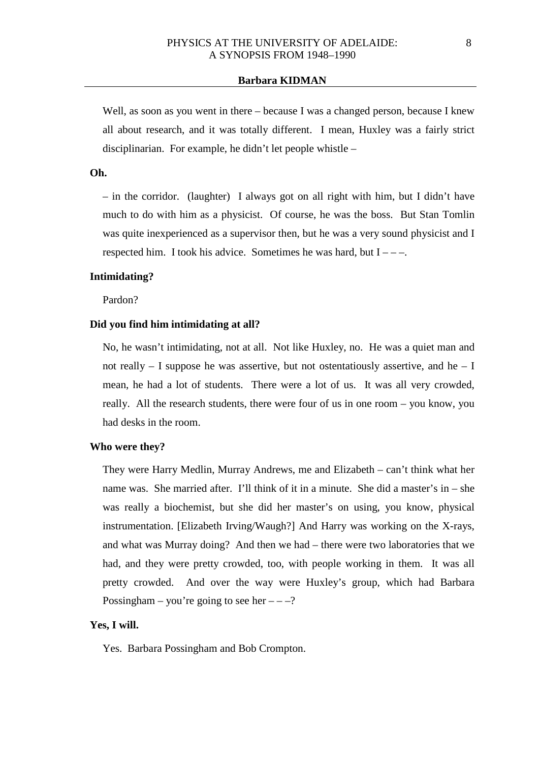Well, as soon as you went in there – because I was a changed person, because I knew all about research, and it was totally different. I mean, Huxley was a fairly strict disciplinarian. For example, he didn't let people whistle –

**Oh.**

– in the corridor. (laughter) I always got on all right with him, but I didn't have much to do with him as a physicist. Of course, he was the boss. But Stan Tomlin was quite inexperienced as a supervisor then, but he was a very sound physicist and I respected him. I took his advice. Sometimes he was hard, but I – – –.

**Intimidating?**

Pardon?

**Did you find him intimidating at all?**

No, he wasn't intimidating, not at all. Not like Huxley, no. He was a quiet man and not really – I suppose he was assertive, but not ostentatiously assertive, and he – I mean, he had a lot of students. There were a lot of us. It was all very crowded, really. All the research students, there were four of us in one room – you know, you had desks in the room.

**Who were they?**

They were Harry Medlin, Murray Andrews, me and Elizabeth – can't think what her name was. She married after. I'll think of it in a minute. She did a master's in – she was really a biochemist, but she did her master's on using, you know, physical instrumentation. [Elizabeth Irving/Waugh?] And Harry was working on the X-rays, and what was Murray doing? And then we had – there were two laboratories that we had, and they were pretty crowded, too, with people working in them. It was all pretty crowded. And over the way were Huxley's group, which had Barbara Possingham – you're going to see her – – –?

**Yes, I will.**

Yes. Barbara Possingham and Bob Crompton.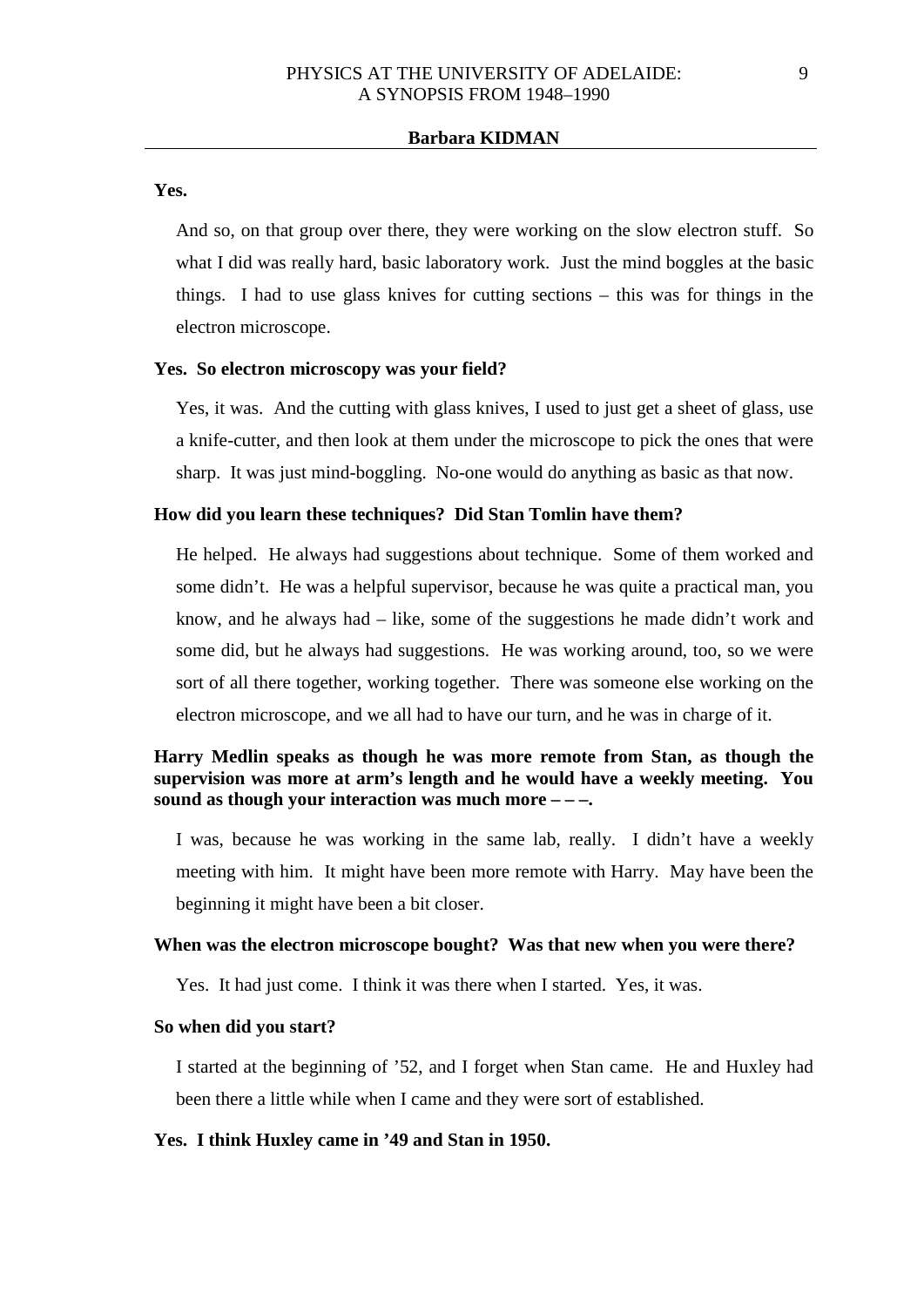**Yes.**

And so, on that group over there, they were working on the slow electron stuff. So what I did was really hard, basic laboratory work. Just the mind boggles at the basic things. I had to use glass knives for cutting sections – this was for things in the electron microscope.

**Yes. So electron microscopy was your field?**

Yes, it was. And the cutting with glass knives, I used to just get a sheet of glass, use a knife-cutter, and then look at them under the microscope to pick the ones that were sharp. It was just mind-boggling. No-one would do anything as basic as that now.

**How did you learn these techniques? Did Stan Tomlin have them?**

He helped. He always had suggestions about technique. Some of them worked and some didn't. He was a helpful supervisor, because he was quite a practical man, you know, and he always had – like, some of the suggestions he made didn't work and some did, but he always had suggestions. He was working around, too, so we were sort of all there together, working together. There was someone else working on the electron microscope, and we all had to have our turn, and he was in charge of it.

**Harry Medlin speaks as though he was more remote from Stan, as though the supervision was more at arm's length and he would have a weekly meeting. You sound as though your interaction was much more – – –.**

I was, because he was working in the same lab, really. I didn't have a weekly meeting with him. It might have been more remote with Harry. May have been the beginning it might have been a bit closer.

**When was the electron microscope bought? Was that new when you were there?**

Yes. It had just come. I think it was there when I started. Yes, it was.

**So when did you start?**

I started at the beginning of '52, and I forget when Stan came. He and Huxley had been there a little while when I came and they were sort of established.

**Yes. I think Huxley came in '49 and Stan in 1950.**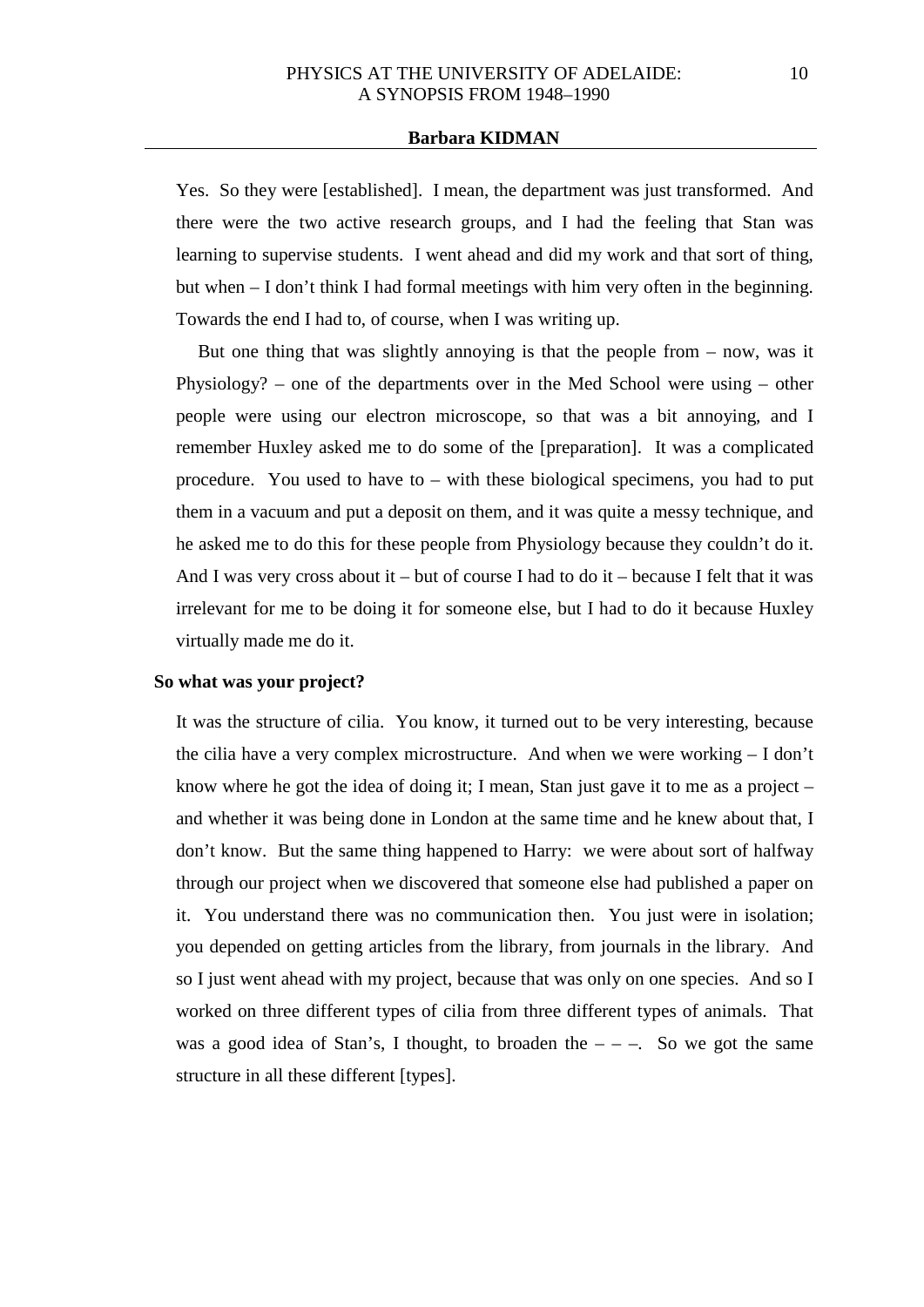Yes. So they were [established]. I mean, the department was just transformed. And there were the two active research groups, and I had the feeling that Stan was learning to supervise students. I went ahead and did my work and that sort of thing, but when – I don't think I had formal meetings with him very often in the beginning. Towards the end I had to, of course, when I was writing up.

But one thing that was slightly annoying is that the people from – now, was it Physiology? – one of the departments over in the Med School were using – other people were using our electron microscope, so that was a bit annoying, and I remember Huxley asked me to do some of the [preparation]. It was a complicated procedure. You used to have to – with these biological specimens, you had to put them in a vacuum and put a deposit on them, and it was quite a messy technique, and he asked me to do this for these people from Physiology because they couldn't do it. And I was very cross about it – but of course I had to do it – because I felt that it was irrelevant for me to be doing it for someone else, but I had to do it because Huxley virtually made me do it.

**So what was your project?**

It was the structure of cilia. You know, it turned out to be very interesting, because the cilia have a very complex microstructure. And when we were working – I don't know where he got the idea of doing it; I mean, Stan just gave it to me as a project – and whether it was being done in London at the same time and he knew about that, I don't know. But the same thing happened to Harry: we were about sort of halfway through our project when we discovered that someone else had published a paper on it. You understand there was no communication then. You just were in isolation; you depended on getting articles from the library, from journals in the library. And so I just went ahead with my project, because that was only on one species. And so I worked on three different types of cilia from three different types of animals. That was a good idea of Stan's, I thought, to broaden the – – –. So we got the same structure in all these different [types].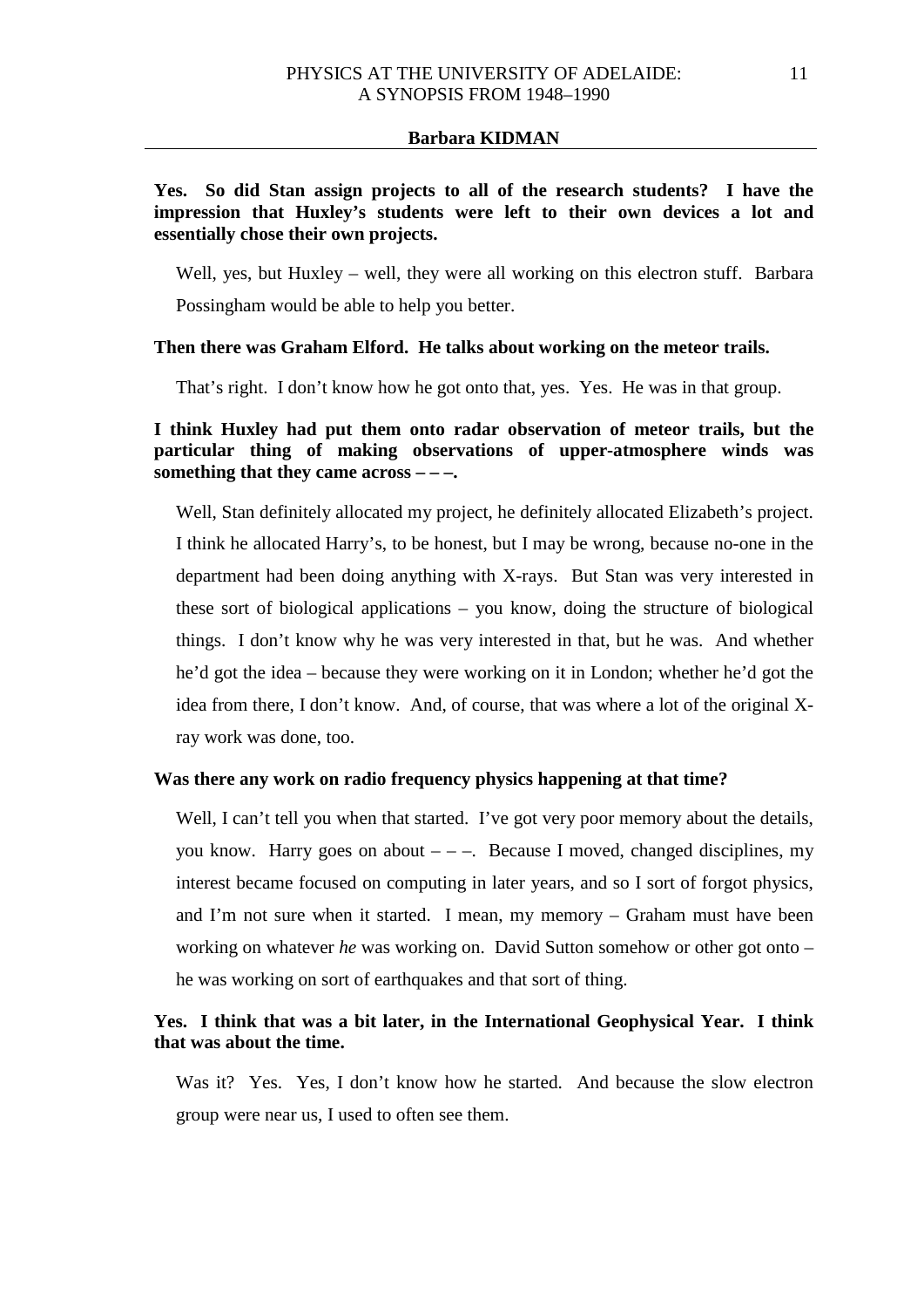**Yes. So did Stan assign projects to all of the research students? I have the impression that Huxley's students were left to their own devices a lot and essentially chose their own projects.**

Well, yes, but Huxley – well, they were all working on this electron stuff. Barbara Possingham would be able to help you better.

**Then there was Graham Elford. He talks about working on the meteor trails.**

That's right. I don't know how he got onto that, yes. Yes. He was in that group.

**I think Huxley had put them onto radar observation of meteor trails, but the particular thing of making observations of upper-atmosphere winds was something that they came across – – –.**

Well, Stan definitely allocated my project, he definitely allocated Elizabeth's project. I think he allocated Harry's, to be honest, but I may be wrong, because no-one in the department had been doing anything with X-rays. But Stan was very interested in these sort of biological applications – you know, doing the structure of biological things. I don't know why he was very interested in that, but he was. And whether he'd got the idea – because they were working on it in London; whether he'd got the idea from there, I don't know. And, of course, that was where a lot of the original X-ray work was done, too.

**Was there any work on radio frequency physics happening at that time?**

Well, I can't tell you when that started. I've got very poor memory about the details, you know. Harry goes on about – – –. Because I moved, changed disciplines, my interest became focused on computing in later years, and so I sort of forgot physics, and I'm not sure when it started. I mean, my memory – Graham must have been working on whatever *he* was working on. David Sutton somehow or other got onto – he was working on sort of earthquakes and that sort of thing.

**Yes. I think that was a bit later, in the International Geophysical Year. I think that was about the time.**

Was it? Yes. Yes, I don't know how he started. And because the slow electron group were near us, I used to often see them.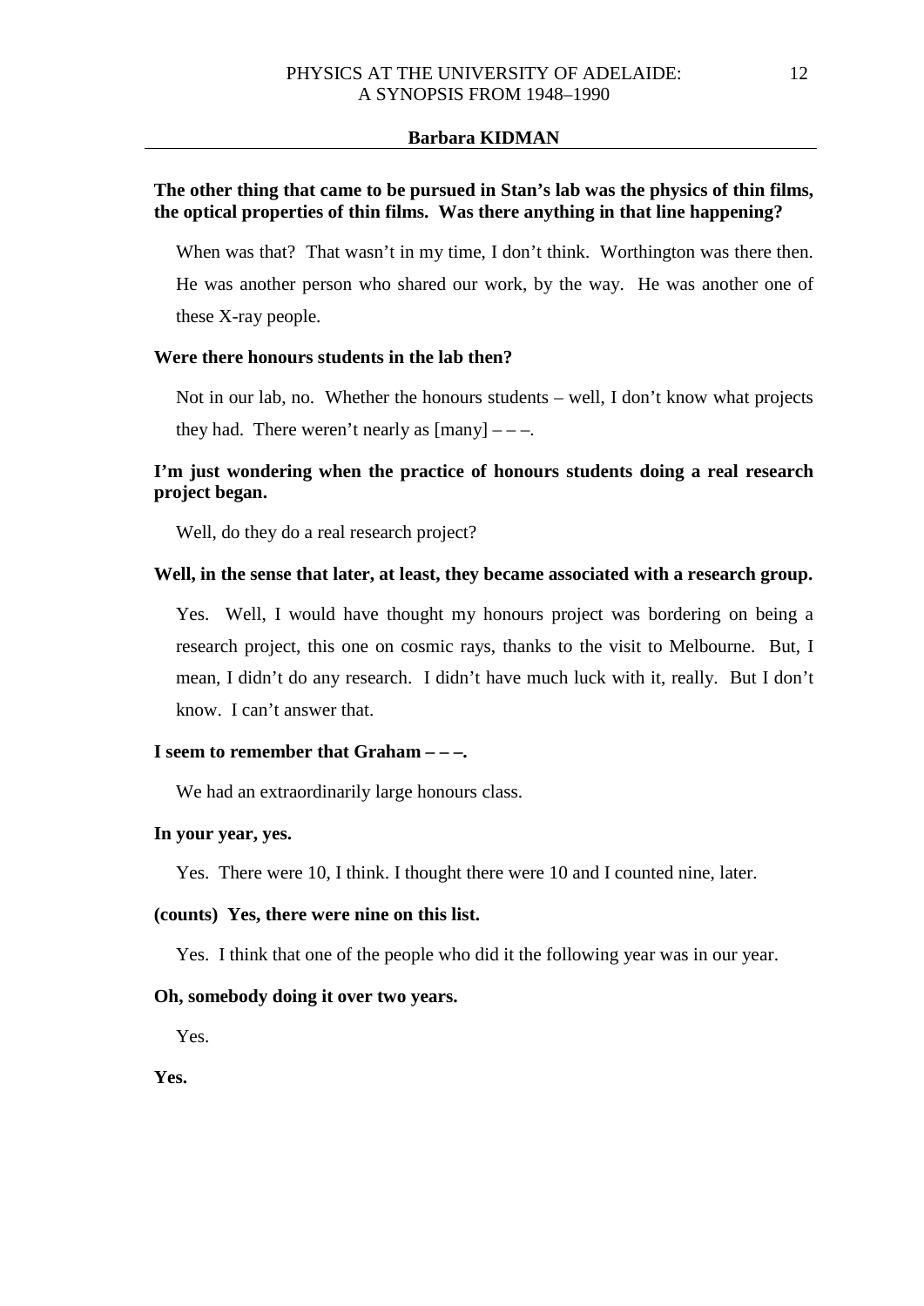**The other thing that came to be pursued in Stan's lab was the physics of thin films, the optical properties of thin films. Was there anything in that line happening?**

When was that? That wasn't in my time, I don't think. Worthington was there then. He was another person who shared our work, by the way. He was another one of these X-ray people.

**Were there honours students in the lab then?**

Not in our lab, no. Whether the honours students – well, I don't know what projects they had. There weren't nearly as [many] – – –.

**I'm just wondering when the practice of honours students doing a real research project began.**

Well, do they do a real research project?

**Well, in the sense that later, at least, they became associated with a research group.**

Yes. Well, I would have thought my honours project was bordering on being a research project, this one on cosmic rays, thanks to the visit to Melbourne. But, I mean, I didn't do any research. I didn't have much luck with it, really. But I don't know. I can't answer that.

**I seem to remember that Graham – – –.**

We had an extraordinarily large honours class.

**In your year, yes.**

Yes. There were 10, I think. I thought there were 10 and I counted nine, later.

**(counts) Yes, there were nine on this list.**

Yes. I think that one of the people who did it the following year was in our year.

**Oh, somebody doing it over two years.**

Yes.

**Yes.**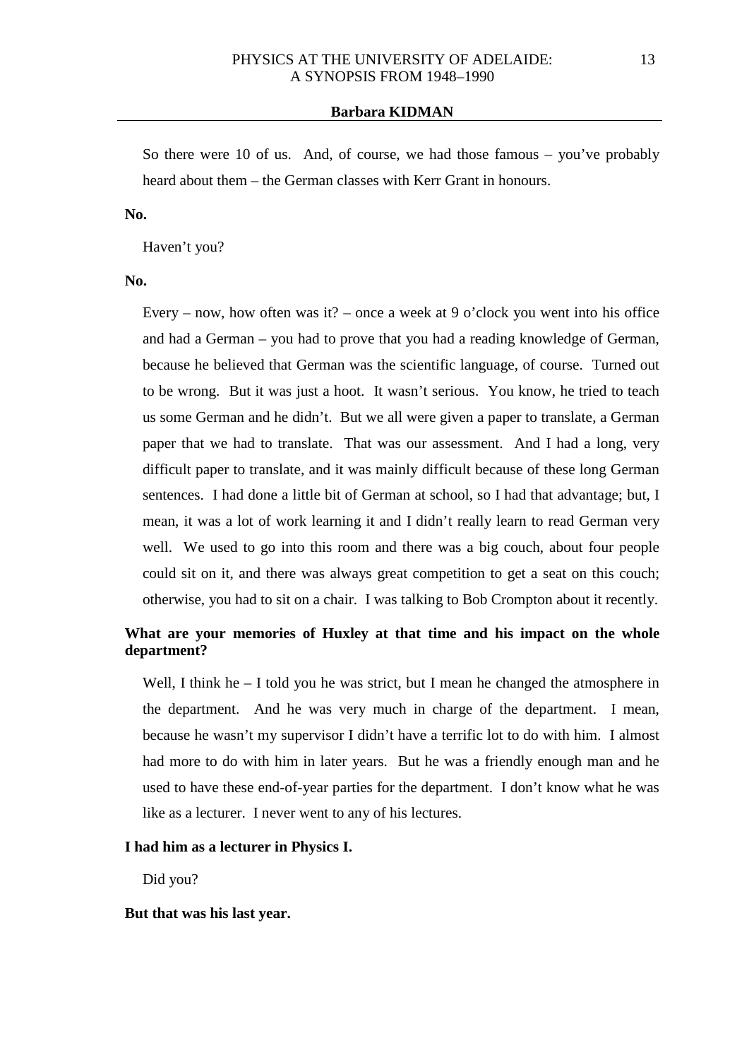So there were 10 of us. And, of course, we had those famous – you've probably heard about them – the German classes with Kerr Grant in honours.

**No.**

Haven't you?

**No.**

Every – now, how often was it? – once a week at 9 o'clock you went into his office and had a German – you had to prove that you had a reading knowledge of German, because he believed that German was the scientific language, of course. Turned out to be wrong. But it was just a hoot. It wasn't serious. You know, he tried to teach us some German and he didn't. But we all were given a paper to translate, a German paper that we had to translate. That was our assessment. And I had a long, very difficult paper to translate, and it was mainly difficult because of these long German sentences. I had done a little bit of German at school, so I had that advantage; but, I mean, it was a lot of work learning it and I didn't really learn to read German very well. We used to go into this room and there was a big couch, about four people could sit on it, and there was always great competition to get a seat on this couch; otherwise, you had to sit on a chair. I was talking to Bob Crompton about it recently.

**What are your memories of Huxley at that time and his impact on the whole department?**

Well, I think he – I told you he was strict, but I mean he changed the atmosphere in the department. And he was very much in charge of the department. I mean, because he wasn't my supervisor I didn't have a terrific lot to do with him. I almost had more to do with him in later years. But he was a friendly enough man and he used to have these end-of-year parties for the department. I don't know what he was like as a lecturer. I never went to any of his lectures.

**I had him as a lecturer in Physics I.**

Did you?

**But that was his last year.**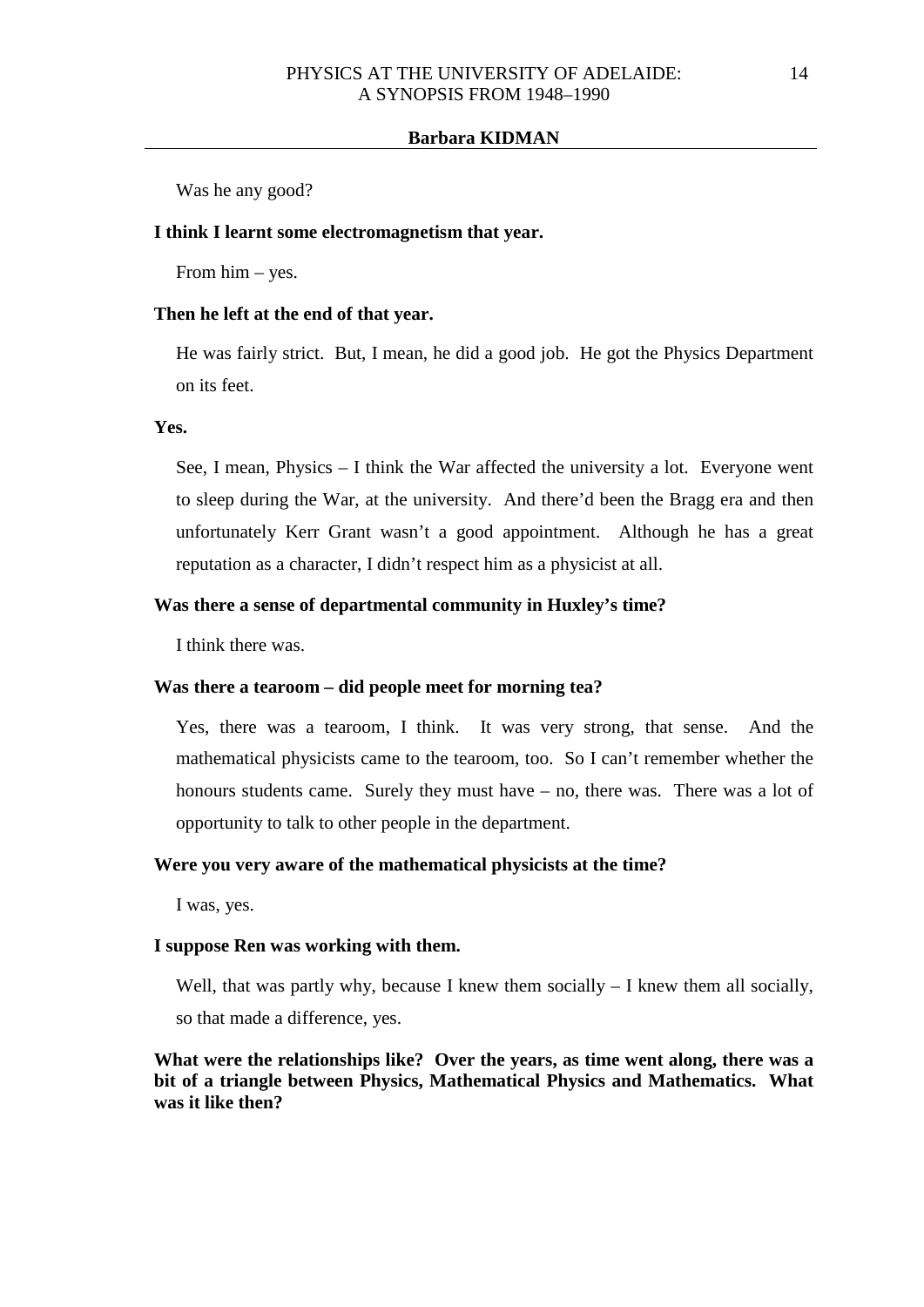Was he any good?

**I think I learnt some electromagnetism that year.**

From him – yes.

**Then he left at the end of that year.**

He was fairly strict. But, I mean, he did a good job. He got the Physics Department on its feet.

**Yes.**

See, I mean, Physics – I think the War affected the university a lot. Everyone went to sleep during the War, at the university. And there'd been the Bragg era and then unfortunately Kerr Grant wasn't a good appointment. Although he has a great reputation as a character, I didn't respect him as a physicist at all.

**Was there a sense of departmental community in Huxley's time?**

I think there was.

**Was there a tearoom – did people meet for morning tea?**

Yes, there was a tearoom, I think. It was very strong, that sense. And the mathematical physicists came to the tearoom, too. So I can't remember whether the honours students came. Surely they must have – no, there was. There was a lot of opportunity to talk to other people in the department.

**Were you very aware of the mathematical physicists at the time?**

I was, yes.

**I suppose Ren was working with them.**

Well, that was partly why, because I knew them socially – I knew them all socially, so that made a difference, yes.

**What were the relationships like? Over the years, as time went along, there was a bit of a triangle between Physics, Mathematical Physics and Mathematics. What was it like then?**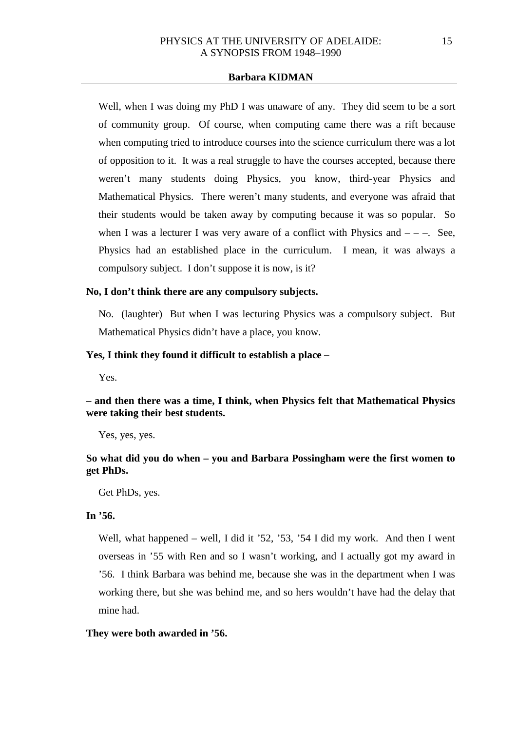**Barbara KIDMAN**

Well, when I was doing my PhD I was unaware of any. They did seem to be a sort of community group. Of course, when computing came there was a rift because when computing tried to introduce courses into the science curriculum there was a lot of opposition to it. It was a real struggle to have the courses accepted, because there weren't many students doing Physics, you know, third-year Physics and Mathematical Physics. There weren't many students, and everyone was afraid that their students would be taken away by computing because it was so popular. So when I was a lecturer I was very aware of a conflict with Physics and – – –. See, Physics had an established place in the curriculum. I mean, it was always a compulsory subject. I don't suppose it is now, is it?

**No, I don't think there are any compulsory subjects.**

No. (laughter) But when I was lecturing Physics was a compulsory subject. But Mathematical Physics didn't have a place, you know.

**Yes, I think they found it difficult to establish a place –**

Yes.

**– and then there was a time, I think, when Physics felt that Mathematical Physics were taking their best students.**

Yes, yes, yes.

**So what did you do when – you and Barbara Possingham were the first women to get PhDs.**

Get PhDs, yes.

**In '56.**

Well, what happened – well, I did it '52, '53, '54 I did my work. And then I went overseas in '55 with Ren and so I wasn't working, and I actually got my award in '56. I think Barbara was behind me, because she was in the department when I was working there, but she was behind me, and so hers wouldn't have had the delay that mine had.

**They were both awarded in '56.**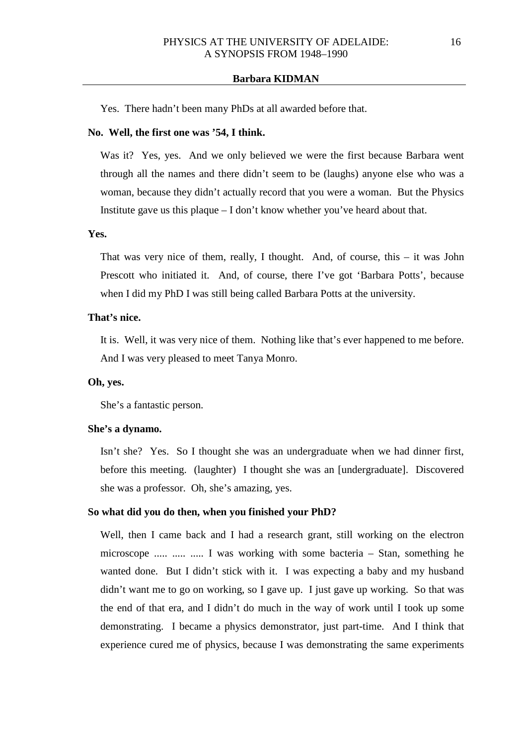Yes. There hadn't been many PhDs at all awarded before that.

**No. Well, the first one was '54, I think.**

Was it? Yes, yes. And we only believed we were the first because Barbara went through all the names and there didn't seem to be (laughs) anyone else who was a woman, because they didn't actually record that you were a woman. But the Physics Institute gave us this plaque – I don't know whether you've heard about that.

**Yes.**

That was very nice of them, really, I thought. And, of course, this – it was John Prescott who initiated it. And, of course, there I've got 'Barbara Potts', because when I did my PhD I was still being called Barbara Potts at the university.

**That's nice.**

It is. Well, it was very nice of them. Nothing like that's ever happened to me before. And I was very pleased to meet Tanya Monro.

**Oh, yes.**

She's a fantastic person.

**She's a dynamo.**

Isn't she? Yes. So I thought she was an undergraduate when we had dinner first, before this meeting. (laughter) I thought she was an [undergraduate]. Discovered she was a professor. Oh, she's amazing, yes.

**So what did you do then, when you finished your PhD?**

Well, then I came back and I had a research grant, still working on the electron microscope ..... ..... ..... I was working with some bacteria – Stan, something he wanted done. But I didn't stick with it. I was expecting a baby and my husband didn't want me to go on working, so I gave up. I just gave up working. So that was the end of that era, and I didn't do much in the way of work until I took up some demonstrating. I became a physics demonstrator, just part-time. And I think that experience cured me of physics, because I was demonstrating the same experiments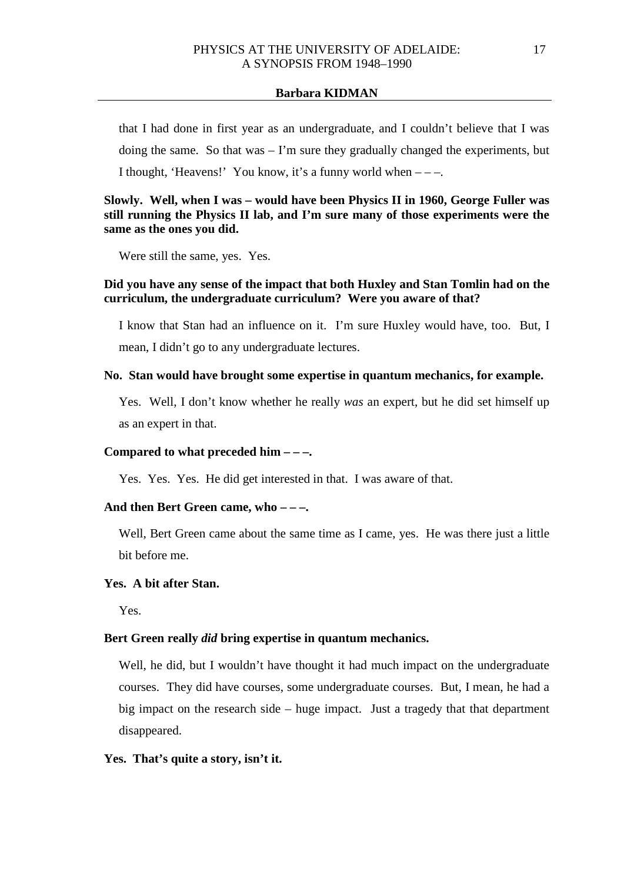that I had done in first year as an undergraduate, and I couldn't believe that I was doing the same. So that was – I'm sure they gradually changed the experiments, but I thought, 'Heavens!' You know, it's a funny world when – – –.

**Slowly. Well, when I was – would have been Physics II in 1960, George Fuller was still running the Physics II lab, and I'm sure many of those experiments were the same as the ones you did.**

Were still the same, yes. Yes.

**Did you have any sense of the impact that both Huxley and Stan Tomlin had on the curriculum, the undergraduate curriculum? Were you aware of that?**

I know that Stan had an influence on it. I'm sure Huxley would have, too. But, I mean, I didn't go to any undergraduate lectures.

**No. Stan would have brought some expertise in quantum mechanics, for example.**

Yes. Well, I don't know whether he really *was* an expert, but he did set himself up as an expert in that.

**Compared to what preceded him – – –.**

Yes. Yes. Yes. He did get interested in that. I was aware of that.

**And then Bert Green came, who – – –.**

Well, Bert Green came about the same time as I came, yes. He was there just a little bit before me.

**Yes. A bit after Stan.**

Yes.

**Bert Green really *did* bring expertise in quantum mechanics.**

Well, he did, but I wouldn't have thought it had much impact on the undergraduate courses. They did have courses, some undergraduate courses. But, I mean, he had a big impact on the research side – huge impact. Just a tragedy that that department disappeared.

**Yes. That's quite a story, isn't it.**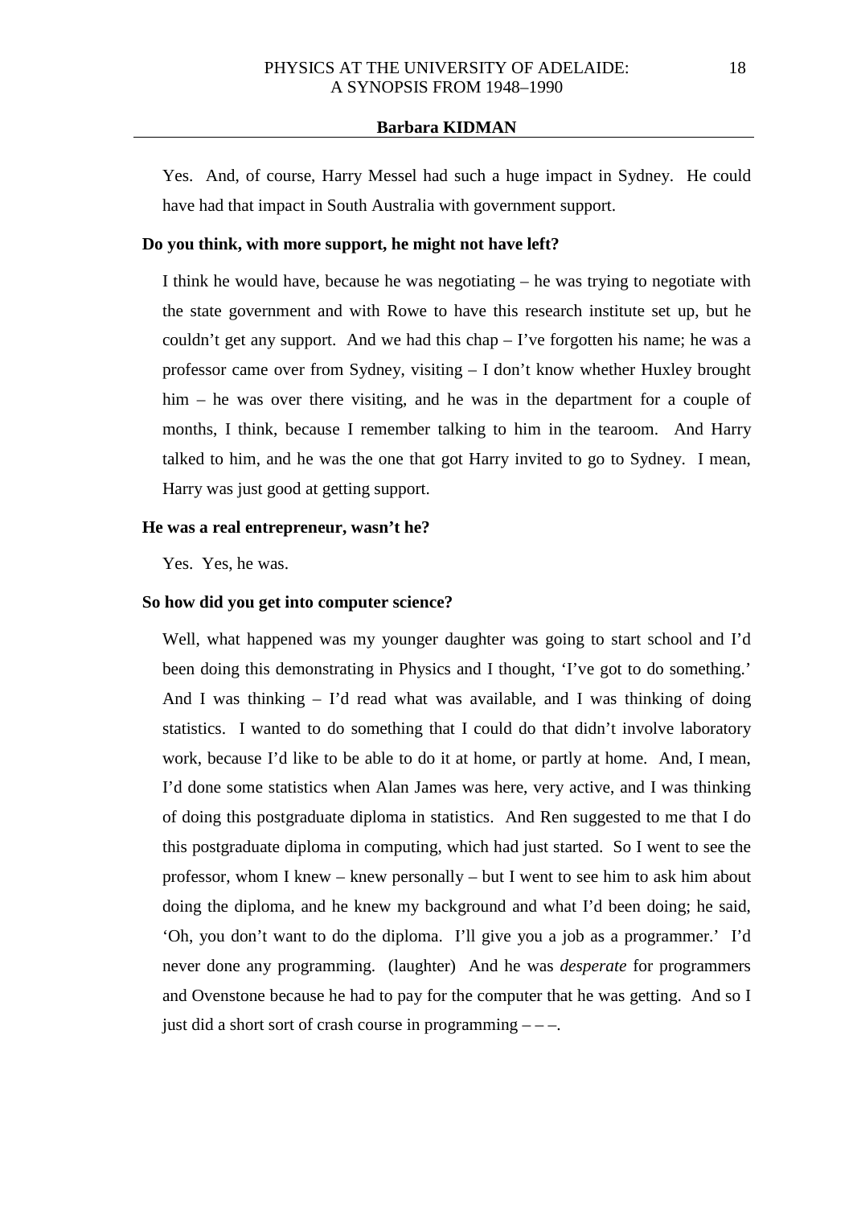Yes. And, of course, Harry Messel had such a huge impact in Sydney. He could have had that impact in South Australia with government support.

**Do you think, with more support, he might not have left?**

I think he would have, because he was negotiating – he was trying to negotiate with the state government and with Rowe to have this research institute set up, but he couldn't get any support. And we had this chap – I've forgotten his name; he was a professor came over from Sydney, visiting – I don't know whether Huxley brought him – he was over there visiting, and he was in the department for a couple of months, I think, because I remember talking to him in the tearoom. And Harry talked to him, and he was the one that got Harry invited to go to Sydney. I mean, Harry was just good at getting support.

**He was a real entrepreneur, wasn't he?**

Yes. Yes, he was.

**So how did you get into computer science?**

Well, what happened was my younger daughter was going to start school and I'd been doing this demonstrating in Physics and I thought, 'I've got to do something.' And I was thinking – I'd read what was available, and I was thinking of doing statistics. I wanted to do something that I could do that didn't involve laboratory work, because I'd like to be able to do it at home, or partly at home. And, I mean, I'd done some statistics when Alan James was here, very active, and I was thinking of doing this postgraduate diploma in statistics. And Ren suggested to me that I do this postgraduate diploma in computing, which had just started. So I went to see the professor, whom I knew – knew personally – but I went to see him to ask him about doing the diploma, and he knew my background and what I'd been doing; he said, 'Oh, you don't want to do the diploma. I'll give you a job as a programmer.' I'd never done any programming. (laughter) And he was *desperate* for programmers and Ovenstone because he had to pay for the computer that he was getting. And so I just did a short sort of crash course in programming – – –.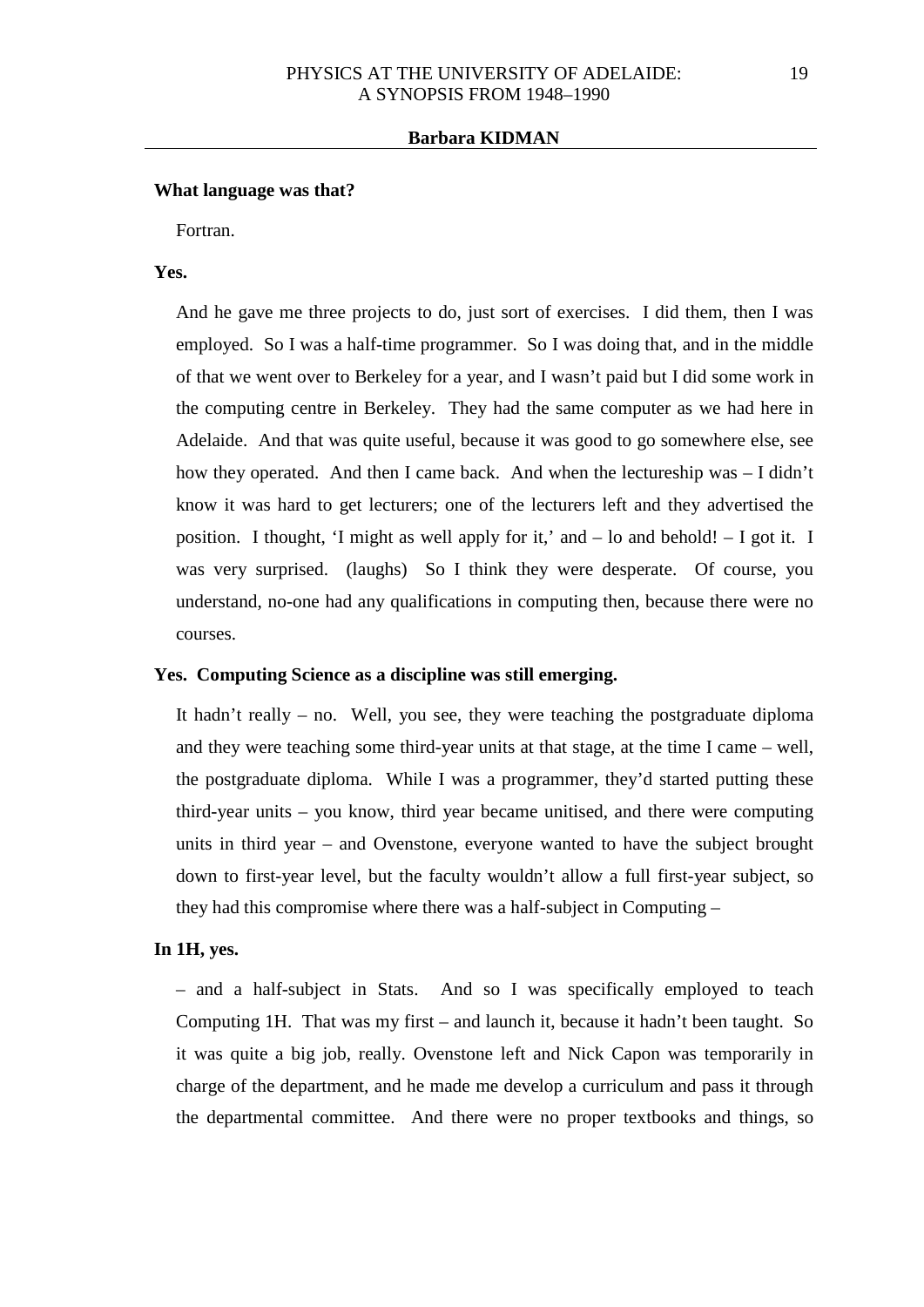**What language was that?**

Fortran.

**Yes.**

And he gave me three projects to do, just sort of exercises. I did them, then I was employed. So I was a half-time programmer. So I was doing that, and in the middle of that we went over to Berkeley for a year, and I wasn't paid but I did some work in the computing centre in Berkeley. They had the same computer as we had here in Adelaide. And that was quite useful, because it was good to go somewhere else, see how they operated. And then I came back. And when the lectureship was – I didn't know it was hard to get lecturers; one of the lecturers left and they advertised the position. I thought, 'I might as well apply for it,' and – lo and behold! – I got it. I was very surprised. (laughs) So I think they were desperate. Of course, you understand, no-one had any qualifications in computing then, because there were no courses.

**Yes. Computing Science as a discipline was still emerging.**

It hadn't really – no. Well, you see, they were teaching the postgraduate diploma and they were teaching some third-year units at that stage, at the time I came – well, the postgraduate diploma. While I was a programmer, they'd started putting these third-year units – you know, third year became unitised, and there were computing units in third year – and Ovenstone, everyone wanted to have the subject brought down to first-year level, but the faculty wouldn't allow a full first-year subject, so they had this compromise where there was a half-subject in Computing –

**In 1H, yes.**

– and a half-subject in Stats. And so I was specifically employed to teach Computing 1H. That was my first – and launch it, because it hadn't been taught. So it was quite a big job, really. Ovenstone left and Nick Capon was temporarily in charge of the department, and he made me develop a curriculum and pass it through the departmental committee. And there were no proper textbooks and things, so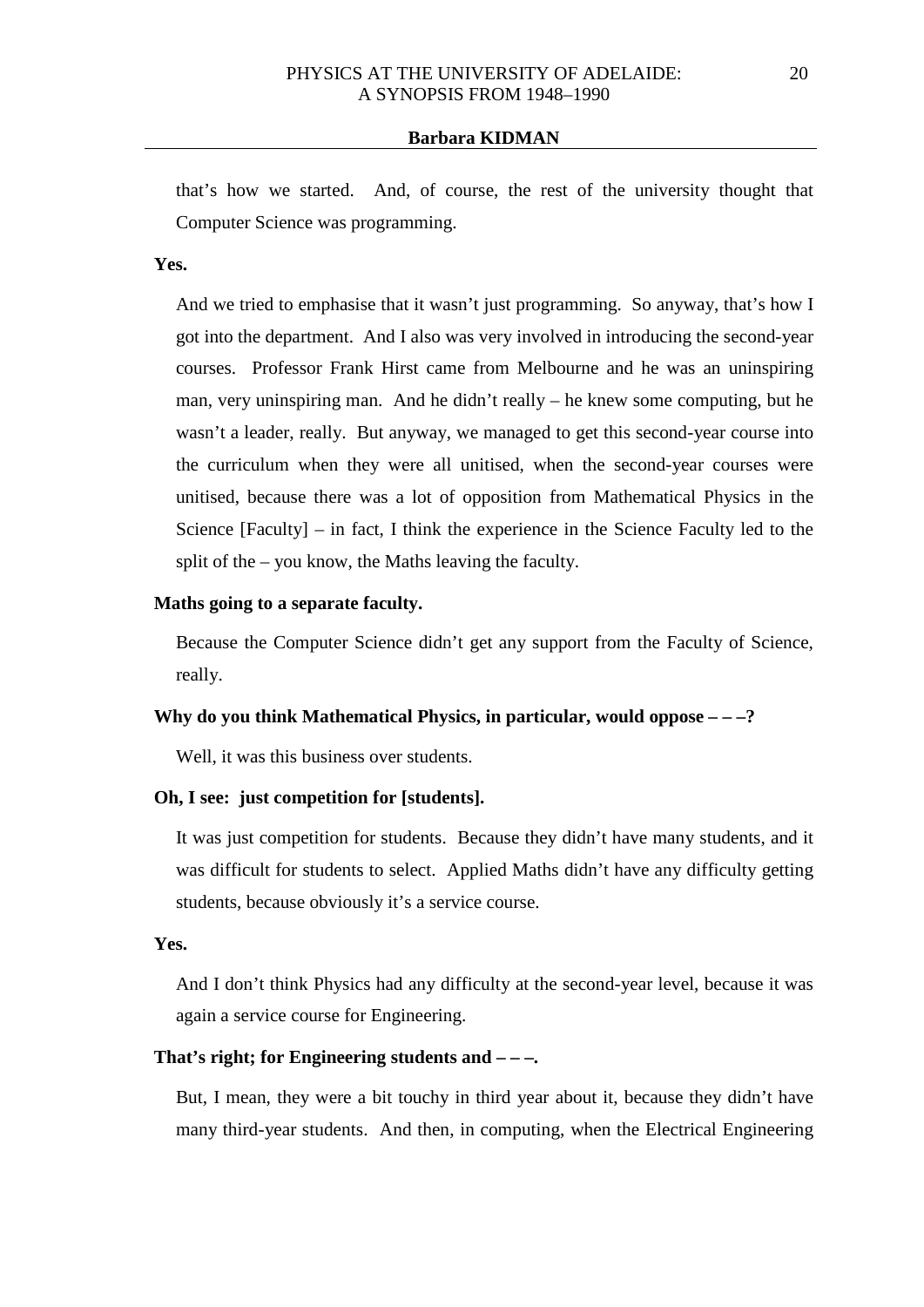that's how we started. And, of course, the rest of the university thought that Computer Science was programming.

**Yes.**

And we tried to emphasise that it wasn't just programming. So anyway, that's how I got into the department. And I also was very involved in introducing the second-year courses. Professor Frank Hirst came from Melbourne and he was an uninspiring man, very uninspiring man. And he didn't really – he knew some computing, but he wasn't a leader, really. But anyway, we managed to get this second-year course into the curriculum when they were all unitised, when the second-year courses were unitised, because there was a lot of opposition from Mathematical Physics in the Science [Faculty] – in fact, I think the experience in the Science Faculty led to the split of the – you know, the Maths leaving the faculty.

**Maths going to a separate faculty.**

Because the Computer Science didn't get any support from the Faculty of Science, really.

**Why do you think Mathematical Physics, in particular, would oppose – – –?**

Well, it was this business over students.

**Oh, I see: just competition for [students].**

It was just competition for students. Because they didn't have many students, and it was difficult for students to select. Applied Maths didn't have any difficulty getting students, because obviously it's a service course.

**Yes.**

And I don't think Physics had any difficulty at the second-year level, because it was again a service course for Engineering.

**That's right; for Engineering students and – – –.**

But, I mean, they were a bit touchy in third year about it, because they didn't have many third-year students. And then, in computing, when the Electrical Engineering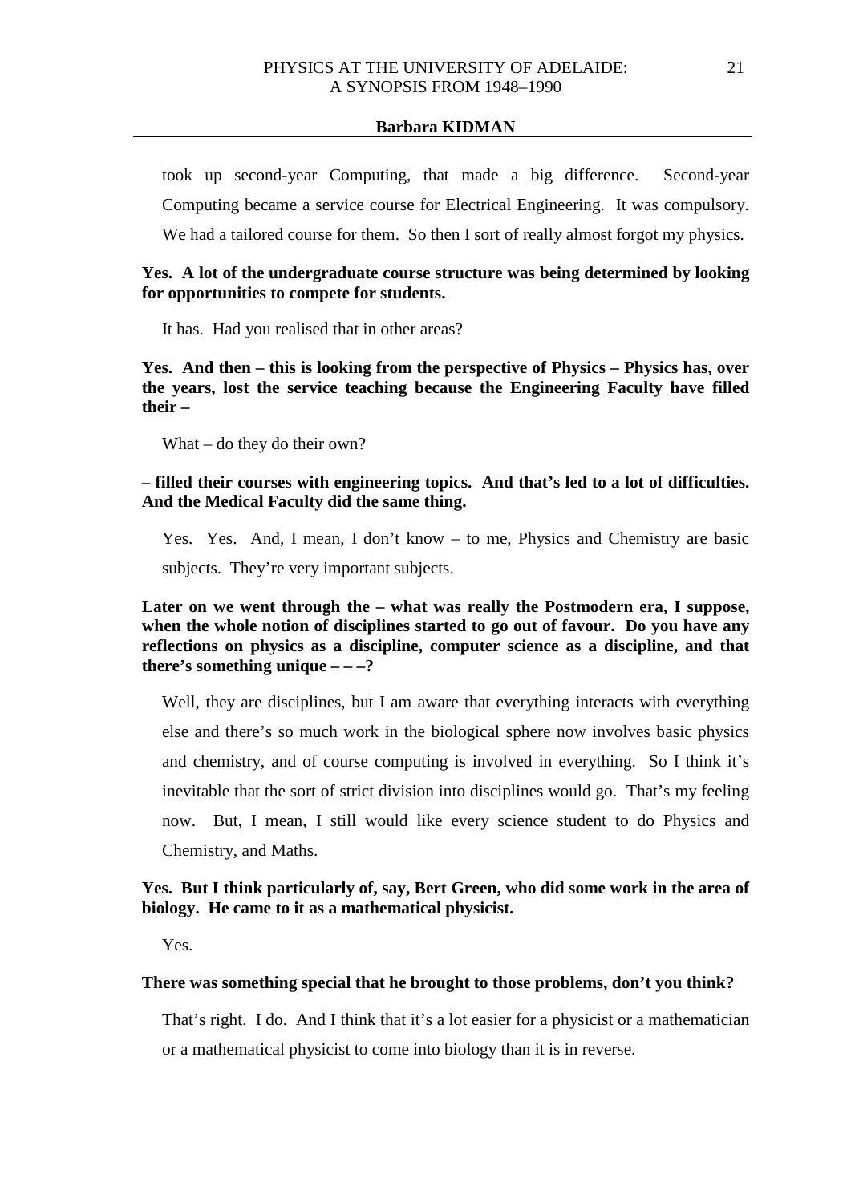took up second-year Computing, that made a big difference. Second-year Computing became a service course for Electrical Engineering. It was compulsory. We had a tailored course for them. So then I sort of really almost forgot my physics.

**Yes. A lot of the undergraduate course structure was being determined by looking for opportunities to compete for students.**

It has. Had you realised that in other areas?

**Yes. And then – this is looking from the perspective of Physics – Physics has, over the years, lost the service teaching because the Engineering Faculty have filled their –**

What – do they do their own?

**– filled their courses with engineering topics. And that's led to a lot of difficulties. And the Medical Faculty did the same thing.**

Yes. Yes. And, I mean, I don't know – to me, Physics and Chemistry are basic subjects. They're very important subjects.

**Later on we went through the – what was really the Postmodern era, I suppose, when the whole notion of disciplines started to go out of favour. Do you have any reflections on physics as a discipline, computer science as a discipline, and that there's something unique – – –?**

Well, they are disciplines, but I am aware that everything interacts with everything else and there's so much work in the biological sphere now involves basic physics and chemistry, and of course computing is involved in everything. So I think it's inevitable that the sort of strict division into disciplines would go. That's my feeling now. But, I mean, I still would like every science student to do Physics and Chemistry, and Maths.

**Yes. But I think particularly of, say, Bert Green, who did some work in the area of biology. He came to it as a mathematical physicist.**

Yes.

**There was something special that he brought to those problems, don't you think?**

That's right. I do. And I think that it's a lot easier for a physicist or a mathematician or a mathematical physicist to come into biology than it is in reverse.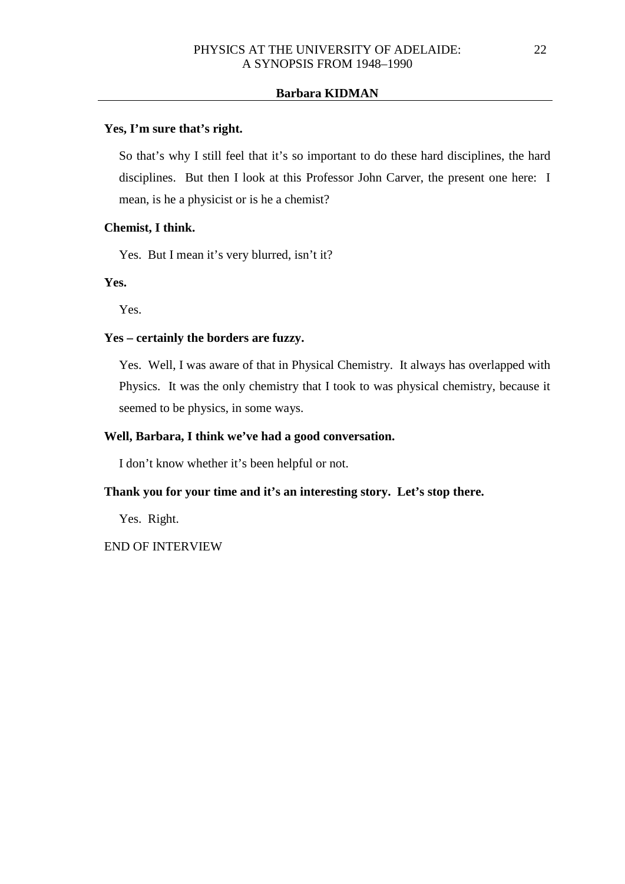**Yes, I'm sure that's right.**

So that's why I still feel that it's so important to do these hard disciplines, the hard disciplines. But then I look at this Professor John Carver, the present one here: I mean, is he a physicist or is he a chemist?

**Chemist, I think.**

Yes. But I mean it's very blurred, isn't it?

**Yes.**

Yes.

**Yes – certainly the borders are fuzzy.**

Yes. Well, I was aware of that in Physical Chemistry. It always has overlapped with Physics. It was the only chemistry that I took to was physical chemistry, because it seemed to be physics, in some ways.

**Well, Barbara, I think we've had a good conversation.**

I don't know whether it's been helpful or not.

**Thank you for your time and it's an interesting story. Let's stop there.**

Yes. Right.

END OF INTERVIEW